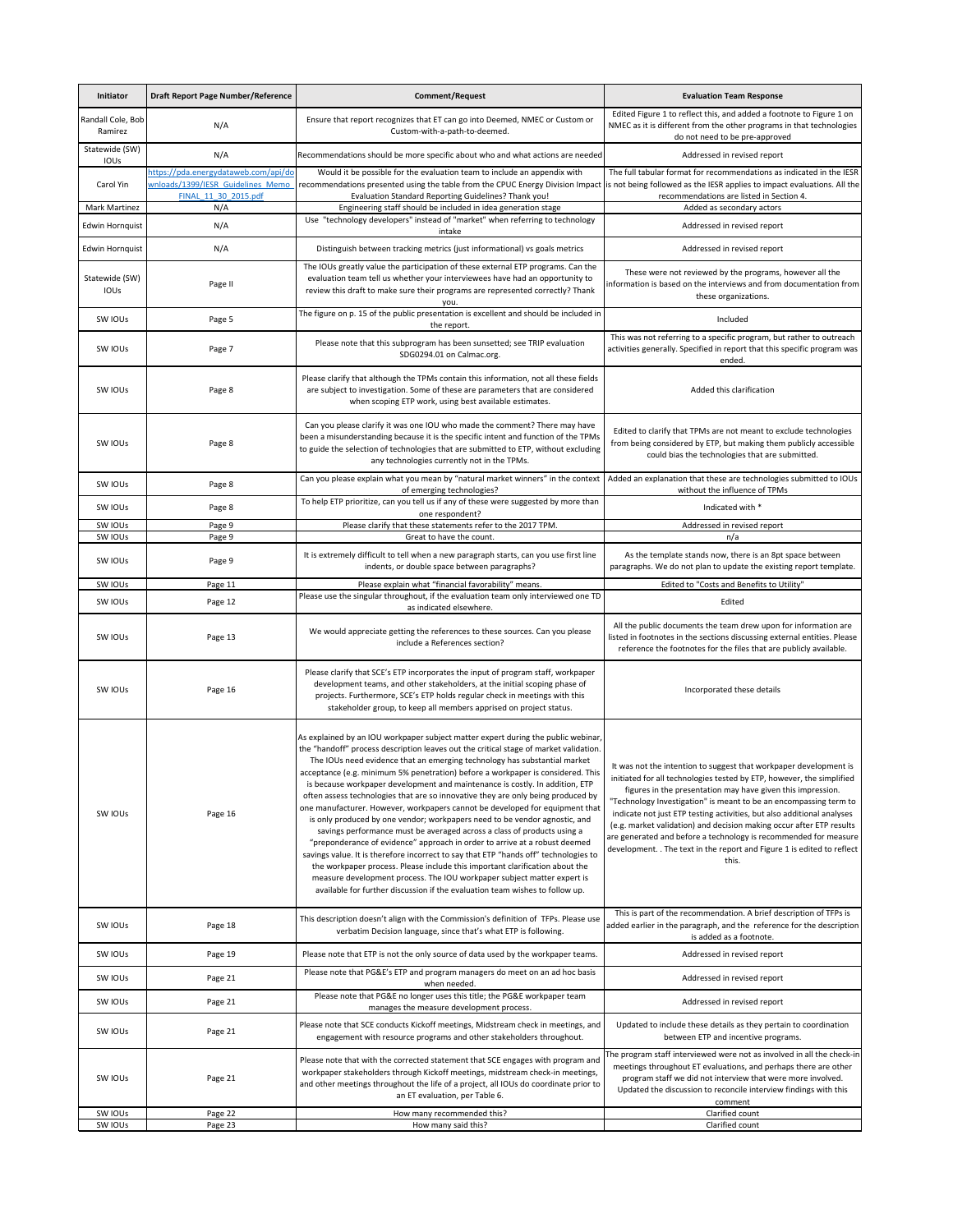| Initiator | Draft Report Page Number/Reference | Comment/Request | Evaluation Team Response |
|---|---|---|---|
| Randall Cole, Bob Ramirez | N/A | Ensure that report recognizes that ET can go into Deemed, NMEC or Custom or Custom-with-a-path-to-deemed. | Edited Figure 1 to reflect this, and added a footnote to Figure 1 on NMEC as it is different from the other programs in that technologies do not need to be pre-approved |
| Statewide (SW) IOUs | N/A | Recommendations should be more specific about who and what actions are needed | Addressed in revised report |
| Carol Yin | https://pda.energydataweb.com/api/downloads/1399/IESR_Guidelines_Memo_FINAL_11_30_2015.pdf | Would it be possible for the evaluation team to include an appendix with recommendations presented using the table from the CPUC Energy Division Impact Evaluation Standard Reporting Guidelines? Thank you! | The full tabular format for recommendations as indicated in the IESR is not being followed as the IESR applies to impact evaluations. All the recommendations are listed in Section 4. |
| Mark Martinez | N/A | Engineering staff should be included in idea generation stage | Added as secondary actors |
| Edwin Hornquist | N/A | Use "technology developers" instead of "market" when referring to technology intake | Addressed in revised report |
| Edwin Hornquist | N/A | Distinguish between tracking metrics (just informational) vs goals metrics | Addressed in revised report |
| Statewide (SW) IOUs | Page II | The IOUs greatly value the participation of these external ETP programs. Can the evaluation team tell us whether your interviewees have had an opportunity to review this draft to make sure their programs are represented correctly? Thank you. | These were not reviewed by the programs, however all the information is based on the interviews and from documentation from these organizations. |
| SW IOUs | Page 5 | The figure on p. 15 of the public presentation is excellent and should be included in the report. | Included |
| SW IOUs | Page 7 | Please note that this subprogram has been sunsetted; see TRIP evaluation SDG0294.01 on Calmac.org. | This was not referring to a specific program, but rather to outreach activities generally. Specified in report that this specific program was ended. |
| SW IOUs | Page 8 | Please clarify that although the TPMs contain this information, not all these fields are subject to investigation. Some of these are parameters that are considered when scoping ETP work, using best available estimates. | Added this clarification |
| SW IOUs | Page 8 | Can you please clarify it was one IOU who made the comment? There may have been a misunderstanding because it is the specific intent and function of the TPMs to guide the selection of technologies that are submitted to ETP, without excluding any technologies currently not in the TPMs. | Edited to clarify that TPMs are not meant to exclude technologies from being considered by ETP, but making them publicly accessible could bias the technologies that are submitted. |
| SW IOUs | Page 8 | Can you please explain what you mean by "natural market winners" in the context of emerging technologies? | Added an explanation that these are technologies submitted to IOUs without the influence of TPMs |
| SW IOUs | Page 8 | To help ETP prioritize, can you tell us if any of these were suggested by more than one respondent? | Indicated with * |
| SW IOUs | Page 9 | Please clarify that these statements refer to the 2017 TPM. | Addressed in revised report |
| SW IOUs | Page 9 | Great to have the count. | n/a |
| SW IOUs | Page 9 | It is extremely difficult to tell when a new paragraph starts, can you use first line indents, or double space between paragraphs? | As the template stands now, there is an 8pt space between paragraphs. We do not plan to update the existing report template. |
| SW IOUs | Page 11 | Please explain what "financial favorability" means. | Edited to "Costs and Benefits to Utility" |
| SW IOUs | Page 12 | Please use the singular throughout, if the evaluation team only interviewed one TD as indicated elsewhere. | Edited |
| SW IOUs | Page 13 | We would appreciate getting the references to these sources. Can you please include a References section? | All the public documents the team drew upon for information are listed in footnotes in the sections discussing external entities. Please reference the footnotes for the files that are publicly available. |
| SW IOUs | Page 16 | Please clarify that SCE's ETP incorporates the input of program staff, workpaper development teams, and other stakeholders, at the initial scoping phase of projects. Furthermore, SCE's ETP holds regular check in meetings with this stakeholder group, to keep all members apprised on project status. | Incorporated these details |
| SW IOUs | Page 16 | As explained by an IOU workpaper subject matter expert during the public webinar, the "handoff" process description leaves out the critical stage of market validation. The IOUs need evidence that an emerging technology has substantial market acceptance (e.g. minimum 5% penetration) before a workpaper is considered. This is because workpaper development and maintenance is costly. In addition, ETP often assess technologies that are so innovative they are only being produced by one manufacturer. However, workpapers cannot be developed for equipment that is only produced by one vendor; workpapers need to be vendor agnostic, and savings performance must be averaged across a class of products using a "preponderance of evidence" approach in order to arrive at a robust deemed savings value. It is therefore incorrect to say that ETP "hands off" technologies to the workpaper process. Please include this important clarification about the measure development process. The IOU workpaper subject matter expert is available for further discussion if the evaluation team wishes to follow up. | It was not the intention to suggest that workpaper development is initiated for all technologies tested by ETP, however, the simplified figures in the presentation may have given this impression. "Technology Investigation" is meant to be an encompassing term to indicate not just ETP testing activities, but also additional analyses (e.g. market validation) and decision making occur after ETP results are generated and before a technology is recommended for measure development. . The text in the report and Figure 1 is edited to reflect this. |
| SW IOUs | Page 18 | This description doesn't align with the Commission's definition of TFPs. Please use verbatim Decision language, since that's what ETP is following. | This is part of the recommendation. A brief description of TFPs is added earlier in the paragraph, and the reference for the description is added as a footnote. |
| SW IOUs | Page 19 | Please note that ETP is not the only source of data used by the workpaper teams. | Addressed in revised report |
| SW IOUs | Page 21 | Please note that PG&E's ETP and program managers do meet on an ad hoc basis when needed. | Addressed in revised report |
| SW IOUs | Page 21 | Please note that PG&E no longer uses this title; the PG&E workpaper team manages the measure development process. | Addressed in revised report |
| SW IOUs | Page 21 | Please note that SCE conducts Kickoff meetings, Midstream check in meetings, and engagement with resource programs and other stakeholders throughout. | Updated to include these details as they pertain to coordination between ETP and incentive programs. |
| SW IOUs | Page 21 | Please note that with the corrected statement that SCE engages with program and workpaper stakeholders through Kickoff meetings, midstream check-in meetings, and other meetings throughout the life of a project, all IOUs do coordinate prior to an ET evaluation, per Table 6. | The program staff interviewed were not as involved in all the check-in meetings throughout ET evaluations, and perhaps there are other program staff we did not interview that were more involved. Updated the discussion to reconcile interview findings with this comment |
| SW IOUs | Page 22 | How many recommended this? | Clarified count |
| SW IOUs | Page 23 | How many said this? | Clarified count |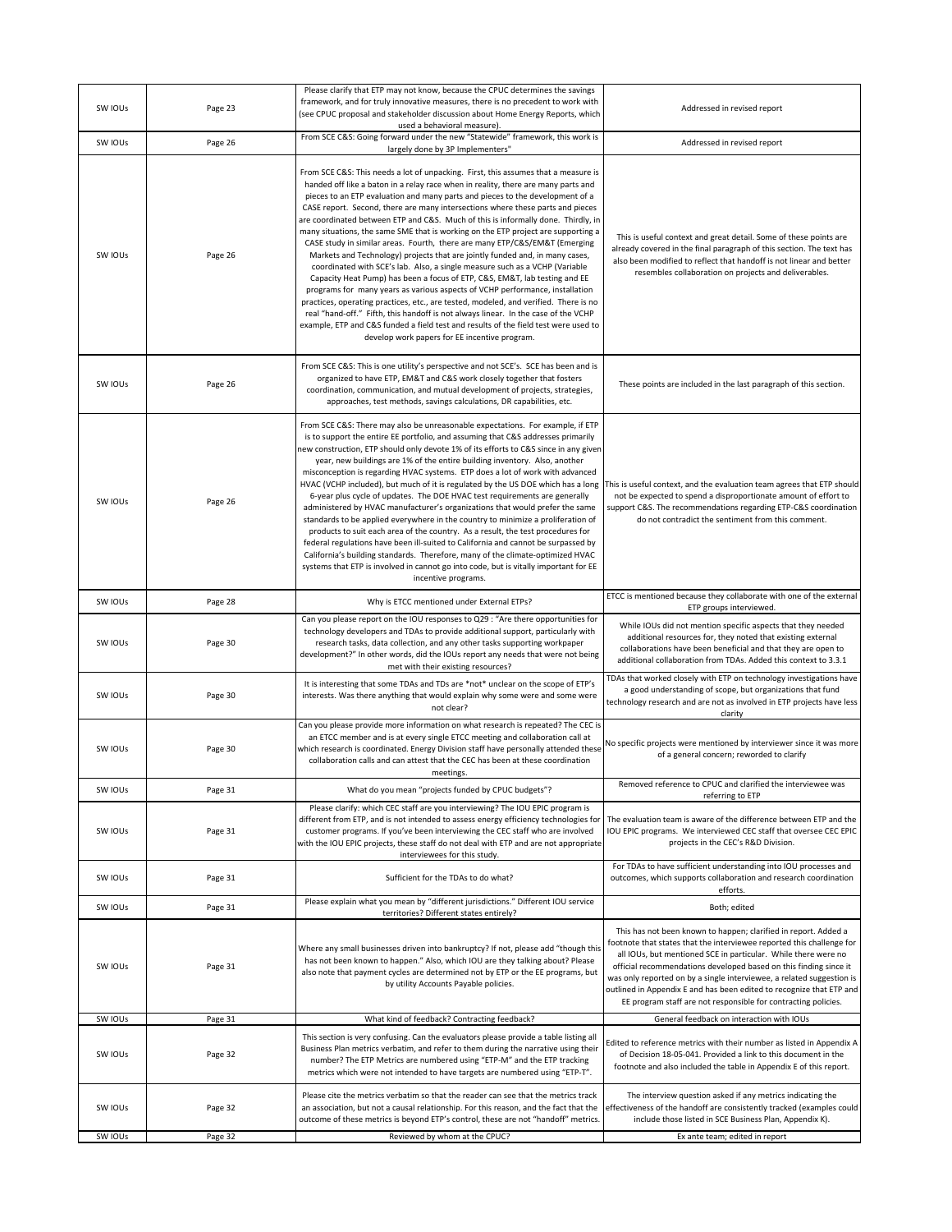| SW IOUs | Page 23 | Please clarify that ETP may not know, because the CPUC determines the savings framework, and for truly innovative measures, there is no precedent to work with (see CPUC proposal and stakeholder discussion about Home Energy Reports, which used a behavioral measure). | Addressed in revised report |
|---|---|---|---|
| SW IOUs | Page 26 | From SCE C&S: Going forward under the new "Statewide" framework, this work is largely done by 3P Implementers" | Addressed in revised report |
| SW IOUs | Page 26 | From SCE C&S: This needs a lot of unpacking. First, this assumes that a measure is handed off like a baton in a relay race when in reality, there are many parts and pieces to an ETP evaluation and many parts and pieces to the development of a CASE report. Second, there are many intersections where these parts and pieces are coordinated between ETP and C&S. Much of this is informally done. Thirdly, in many situations, the same SME that is working on the ETP project are supporting a CASE study in similar areas. Fourth, there are many ETP/C&S/EM&T (Emerging Markets and Technology) projects that are jointly funded and, in many cases, coordinated with SCE's lab. Also, a single measure such as a VCHP (Variable Capacity Heat Pump) has been a focus of ETP, C&S, EM&T, lab testing and EE programs for many years as various aspects of VCHP performance, installation practices, operating practices, etc., are tested, modeled, and verified. There is no real "hand-off." Fifth, this handoff is not always linear. In the case of the VCHP example, ETP and C&S funded a field test and results of the field test were used to develop work papers for EE incentive program. | This is useful context and great detail. Some of these points are already covered in the final paragraph of this section. The text has also been modified to reflect that handoff is not linear and better resembles collaboration on projects and deliverables. |
| SW IOUs | Page 26 | From SCE C&S: This is one utility's perspective and not SCE's. SCE has been and is organized to have ETP, EM&T and C&S work closely together that fosters coordination, communication, and mutual development of projects, strategies, approaches, test methods, savings calculations, DR capabilities, etc. | These points are included in the last paragraph of this section. |
| SW IOUs | Page 26 | From SCE C&S: There may also be unreasonable expectations. For example, if ETP is to support the entire EE portfolio, and assuming that C&S addresses primarily new construction, ETP should only devote 1% of its efforts to C&S since in any given year, new buildings are 1% of the entire building inventory. Also, another misconception is regarding HVAC systems. ETP does a lot of work with advanced HVAC (VCHP included), but much of it is regulated by the US DOE which has a long 6-year plus cycle of updates. The DOE HVAC test requirements are generally administered by HVAC manufacturer's organizations that would prefer the same standards to be applied everywhere in the country to minimize a proliferation of products to suit each area of the country. As a result, the test procedures for federal regulations have been ill-suited to California and cannot be surpassed by California's building standards. Therefore, many of the climate-optimized HVAC systems that ETP is involved in cannot go into code, but is vitally important for EE incentive programs. | This is useful context, and the evaluation team agrees that ETP should not be expected to spend a disproportionate amount of effort to support C&S. The recommendations regarding ETP-C&S coordination do not contradict the sentiment from this comment. |
| SW IOUs | Page 28 | Why is ETCC mentioned under External ETPs? | ETCC is mentioned because they collaborate with one of the external ETP groups interviewed. |
| SW IOUs | Page 30 | Can you please report on the IOU responses to Q29 : "Are there opportunities for technology developers and TDAs to provide additional support, particularly with research tasks, data collection, and any other tasks supporting workpaper development?" In other words, did the IOUs report any needs that were not being met with their existing resources? | While IOUs did not mention specific aspects that they needed additional resources for, they noted that existing external collaborations have been beneficial and that they are open to additional collaboration from TDAs. Added this context to 3.3.1 |
| SW IOUs | Page 30 | It is interesting that some TDAs and TDs are *not* unclear on the scope of ETP's interests. Was there anything that would explain why some were and some were not clear? | TDAs that worked closely with ETP on technology investigations have a good understanding of scope, but organizations that fund technology research and are not as involved in ETP projects have less clarity |
| SW IOUs | Page 30 | Can you please provide more information on what research is repeated? The CEC is an ETCC member and is at every single ETCC meeting and collaboration call at which research is coordinated. Energy Division staff have personally attended these collaboration calls and can attest that the CEC has been at these coordination meetings. | No specific projects were mentioned by interviewer since it was more of a general concern; reworded to clarify |
| SW IOUs | Page 31 | What do you mean "projects funded by CPUC budgets"? | Removed reference to CPUC and clarified the interviewee was referring to ETP |
| SW IOUs | Page 31 | Please clarify: which CEC staff are you interviewing? The IOU EPIC program is different from ETP, and is not intended to assess energy efficiency technologies for customer programs. If you've been interviewing the CEC staff who are involved with the IOU EPIC projects, these staff do not deal with ETP and are not appropriate interviewees for this study. | The evaluation team is aware of the difference between ETP and the IOU EPIC programs. We interviewed CEC staff that oversee CEC EPIC projects in the CEC's R&D Division. |
| SW IOUs | Page 31 | Sufficient for the TDAs to do what? | For TDAs to have sufficient understanding into IOU processes and outcomes, which supports collaboration and research coordination efforts. |
| SW IOUs | Page 31 | Please explain what you mean by "different jurisdictions." Different IOU service territories? Different states entirely? | Both; edited |
| SW IOUs | Page 31 | Where any small businesses driven into bankruptcy? If not, please add "though this has not been known to happen." Also, which IOU are they talking about? Please also note that payment cycles are determined not by ETP or the EE programs, but by utility Accounts Payable policies. | This has not been known to happen; clarified in report. Added a footnote that states that the interviewee reported this challenge for all IOUs, but mentioned SCE in particular. While there were no official recommendations developed based on this finding since it was only reported on by a single interviewee, a related suggestion is outlined in Appendix E and has been edited to recognize that ETP and EE program staff are not responsible for contracting policies. |
| SW IOUs | Page 31 | What kind of feedback? Contracting feedback? | General feedback on interaction with IOUs |
| SW IOUs | Page 32 | This section is very confusing. Can the evaluators please provide a table listing all Business Plan metrics verbatim, and refer to them during the narrative using their number? The ETP Metrics are numbered using "ETP-M" and the ETP tracking metrics which were not intended to have targets are numbered using "ETP-T". | Edited to reference metrics with their number as listed in Appendix A of Decision 18-05-041. Provided a link to this document in the footnote and also included the table in Appendix E of this report. |
| SW IOUs | Page 32 | Please cite the metrics verbatim so that the reader can see that the metrics track an association, but not a causal relationship. For this reason, and the fact that the outcome of these metrics is beyond ETP's control, these are not "handoff" metrics. | The interview question asked if any metrics indicating the effectiveness of the handoff are consistently tracked (examples could include those listed in SCE Business Plan, Appendix K). |
| SW IOUs | Page 32 | Reviewed by whom at the CPUC? | Ex ante team; edited in report |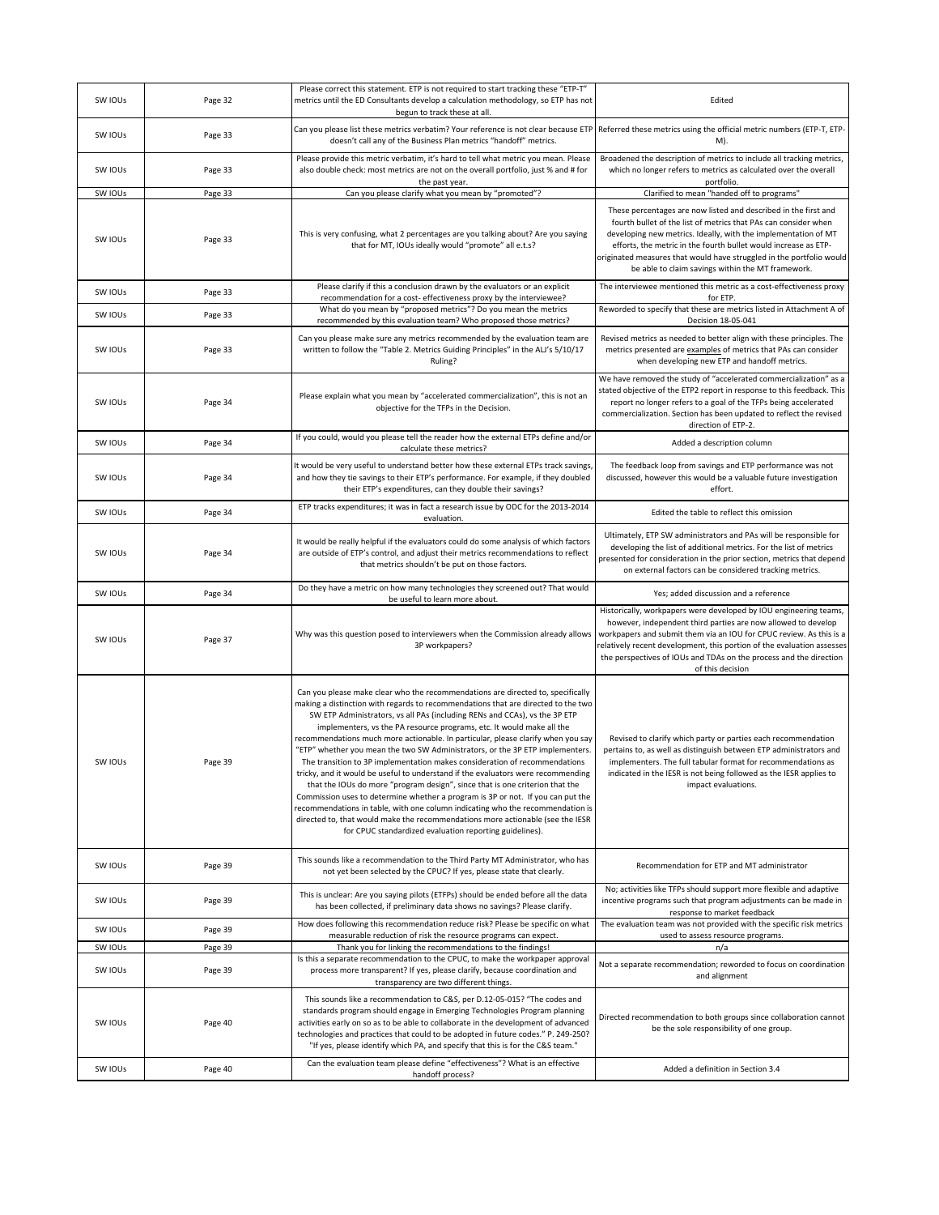| SW IOUs | Page 32 | Please correct this statement. ETP is not required to start tracking these "ETP-T" metrics until the ED Consultants develop a calculation methodology, so ETP has not begun to track these at all. | Edited |
|---|---|---|---|
| SW IOUs | Page 33 | Can you please list these metrics verbatim? Your reference is not clear because ETP doesn't call any of the Business Plan metrics "handoff" metrics. | Referred these metrics using the official metric numbers (ETP-T, ETP-M). |
| SW IOUs | Page 33 | Please provide this metric verbatim, it's hard to tell what metric you mean. Please also double check: most metrics are not on the overall portfolio, just % and # for the past year. | Broadened the description of metrics to include all tracking metrics, which no longer refers to metrics as calculated over the overall portfolio. |
| SW IOUs | Page 33 | Can you please clarify what you mean by "promoted"? | Clarified to mean "handed off to programs" |
| SW IOUs | Page 33 | This is very confusing, what 2 percentages are you talking about? Are you saying that for MT, IOUs ideally would "promote" all e.t.s? | These percentages are now listed and described in the first and fourth bullet of the list of metrics that PAs can consider when developing new metrics. Ideally, with the implementation of MT efforts, the metric in the fourth bullet would increase as ETP-originated measures that would have struggled in the portfolio would be able to claim savings within the MT framework. |
| SW IOUs | Page 33 | Please clarify if this a conclusion drawn by the evaluators or an explicit recommendation for a cost- effectiveness proxy by the interviewee? | The interviewee mentioned this metric as a cost-effectiveness proxy for ETP. |
| SW IOUs | Page 33 | What do you mean by "proposed metrics"? Do you mean the metrics recommended by this evaluation team? Who proposed those metrics? | Reworded to specify that these are metrics listed in Attachment A of Decision 18-05-041 |
| SW IOUs | Page 33 | Can you please make sure any metrics recommended by the evaluation team are written to follow the "Table 2. Metrics Guiding Principles" in the ALJ's 5/10/17 Ruling? | Revised metrics as needed to better align with these principles. The metrics presented are examples of metrics that PAs can consider when developing new ETP and handoff metrics. |
| SW IOUs | Page 34 | Please explain what you mean by "accelerated commercialization", this is not an objective for the TFPs in the Decision. | We have removed the study of "accelerated commercialization" as a stated objective of the ETP2 report in response to this feedback. This report no longer refers to a goal of the TFPs being accelerated commercialization. Section has been updated to reflect the revised direction of ETP-2. |
| SW IOUs | Page 34 | If you could, would you please tell the reader how the external ETPs define and/or calculate these metrics? | Added a description column |
| SW IOUs | Page 34 | It would be very useful to understand better how these external ETPs track savings, and how they tie savings to their ETP's performance. For example, if they doubled their ETP's expenditures, can they double their savings? | The feedback loop from savings and ETP performance was not discussed, however this would be a valuable future investigation effort. |
| SW IOUs | Page 34 | ETP tracks expenditures; it was in fact a research issue by ODC for the 2013-2014 evaluation. | Edited the table to reflect this omission |
| SW IOUs | Page 34 | It would be really helpful if the evaluators could do some analysis of which factors are outside of ETP's control, and adjust their metrics recommendations to reflect that metrics shouldn't be put on those factors. | Ultimately, ETP SW administrators and PAs will be responsible for developing the list of additional metrics. For the list of metrics presented for consideration in the prior section, metrics that depend on external factors can be considered tracking metrics. |
| SW IOUs | Page 34 | Do they have a metric on how many technologies they screened out? That would be useful to learn more about. | Yes; added discussion and a reference |
| SW IOUs | Page 37 | Why was this question posed to interviewers when the Commission already allows 3P workpapers? | Historically, workpapers were developed by IOU engineering teams, however, independent third parties are now allowed to develop workpapers and submit them via an IOU for CPUC review. As this is a relatively recent development, this portion of the evaluation assesses the perspectives of IOUs and TDAs on the process and the direction of this decision |
| SW IOUs | Page 39 | Can you please make clear who the recommendations are directed to, specifically making a distinction with regards to recommendations that are directed to the two SW ETP Administrators, vs all PAs (including RENs and CCAs), vs the 3P ETP implementers, vs the PA resource programs, etc. It would make all the recommendations much more actionable. In particular, please clarify when you say "ETP" whether you mean the two SW Administrators, or the 3P ETP implementers. The transition to 3P implementation makes consideration of recommendations tricky, and it would be useful to understand if the evaluators were recommending that the IOUs do more "program design", since that is one criterion that the Commission uses to determine whether a program is 3P or not. If you can put the recommendations in table, with one column indicating who the recommendation is directed to, that would make the recommendations more actionable (see the IESR for CPUC standardized evaluation reporting guidelines). | Revised to clarify which party or parties each recommendation pertains to, as well as distinguish between ETP administrators and implementers. The full tabular format for recommendations as indicated in the IESR is not being followed as the IESR applies to impact evaluations. |
| SW IOUs | Page 39 | This sounds like a recommendation to the Third Party MT Administrator, who has not yet been selected by the CPUC? If yes, please state that clearly. | Recommendation for ETP and MT administrator |
| SW IOUs | Page 39 | This is unclear: Are you saying pilots (ETFPs) should be ended before all the data has been collected, if preliminary data shows no savings? Please clarify. | No; activities like TFPs should support more flexible and adaptive incentive programs such that program adjustments can be made in response to market feedback |
| SW IOUs | Page 39 | How does following this recommendation reduce risk? Please be specific on what measurable reduction of risk the resource programs can expect. | The evaluation team was not provided with the specific risk metrics used to assess resource programs. |
| SW IOUs | Page 39 | Thank you for linking the recommendations to the findings! | n/a |
| SW IOUs | Page 39 | Is this a separate recommendation to the CPUC, to make the workpaper approval process more transparent? If yes, please clarify, because coordination and transparency are two different things. | Not a separate recommendation; reworded to focus on coordination and alignment |
| SW IOUs | Page 40 | This sounds like a recommendation to C&S, per D.12-05-015? "The codes and standards program should engage in Emerging Technologies Program planning activities early on so as to be able to collaborate in the development of advanced technologies and practices that could to be adopted in future codes." P. 249-250? "If yes, please identify which PA, and specify that this is for the C&S team." | Directed recommendation to both groups since collaboration cannot be the sole responsibility of one group. |
| SW IOUs | Page 40 | Can the evaluation team please define "effectiveness"? What is an effective handoff process? | Added a definition in Section 3.4 |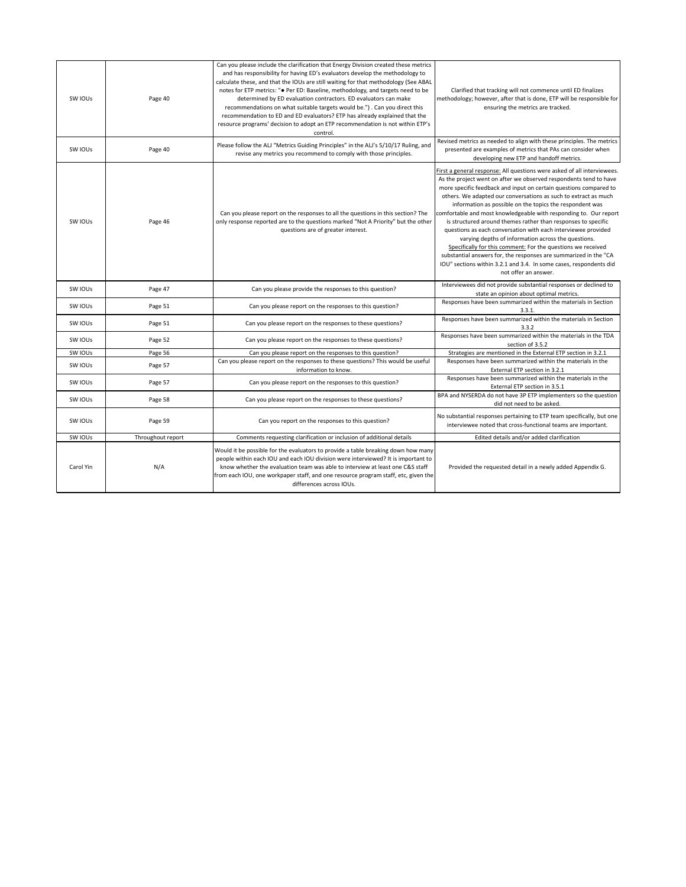| | | | |
|---|---|---|---|
| SW IOUs | Page 40 | Can you please include the clarification that Energy Division created these metrics and has responsibility for having ED's evaluators develop the methodology to calculate these, and that the IOUs are still waiting for that methodology (See ABAL notes for ETP metrics: "• Per ED: Baseline, methodology, and targets need to be determined by ED evaluation contractors. ED evaluators can make recommendations on what suitable targets would be.") . Can you direct this recommendation to ED and ED evaluators? ETP has already explained that the resource programs' decision to adopt an ETP recommendation is not within ETP's control. | Clarified that tracking will not commence until ED finalizes methodology; however, after that is done, ETP will be responsible for ensuring the metrics are tracked. |
| SW IOUs | Page 40 | Please follow the ALJ "Metrics Guiding Principles" in the ALJ's 5/10/17 Ruling, and revise any metrics you recommend to comply with those principles. | Revised metrics as needed to align with these principles. The metrics presented are examples of metrics that PAs can consider when developing new ETP and handoff metrics. |
| SW IOUs | Page 46 | Can you please report on the responses to all the questions in this section? The only response reported are to the questions marked "Not A Priority" but the other questions are of greater interest. | First a general response: All questions were asked of all interviewees. As the project went on after we observed respondents tend to have more specific feedback and input on certain questions compared to others. We adapted our conversations as such to extract as much information as possible on the topics the respondent was comfortable and most knowledgeable with responding to. Our report is structured around themes rather than responses to specific questions as each conversation with each interviewee provided varying depths of information across the questions. Specifically for this comment: For the questions we received substantial answers for, the responses are summarized in the "CA IOU" sections within 3.2.1 and 3.4. In some cases, respondents did not offer an answer. |
| SW IOUs | Page 47 | Can you please provide the responses to this question? | Interviewees did not provide substantial responses or declined to state an opinion about optimal metrics. |
| SW IOUs | Page 51 | Can you please report on the responses to this question? | Responses have been summarized within the materials in Section 3.3.1. |
| SW IOUs | Page 51 | Can you please report on the responses to these questions? | Responses have been summarized within the materials in Section 3.3.2 |
| SW IOUs | Page 52 | Can you please report on the responses to these questions? | Responses have been summarized within the materials in the TDA section of 3.5.2 |
| SW IOUs | Page 56 | Can you please report on the responses to this question? | Strategies are mentioned in the External ETP section in 3.2.1 |
| SW IOUs | Page 57 | Can you please report on the responses to these questions? This would be useful information to know. | Responses have been summarized within the materials in the External ETP section in 3.2.1 |
| SW IOUs | Page 57 | Can you please report on the responses to this question? | Responses have been summarized within the materials in the External ETP section in 3.5.1 |
| SW IOUs | Page 58 | Can you please report on the responses to these questions? | BPA and NYSERDA do not have 3P ETP implementers so the question did not need to be asked. |
| SW IOUs | Page 59 | Can you report on the responses to this question? | No substantial responses pertaining to ETP team specifically, but one interviewee noted that cross-functional teams are important. |
| SW IOUs | Throughout report | Comments requesting clarification or inclusion of additional details | Edited details and/or added clarification |
| Carol Yin | N/A | Would it be possible for the evaluators to provide a table breaking down how many people within each IOU and each IOU division were interviewed? It is important to know whether the evaluation team was able to interview at least one C&S staff from each IOU, one workpaper staff, and one resource program staff, etc, given the differences across IOUs. | Provided the requested detail in a newly added Appendix G. |